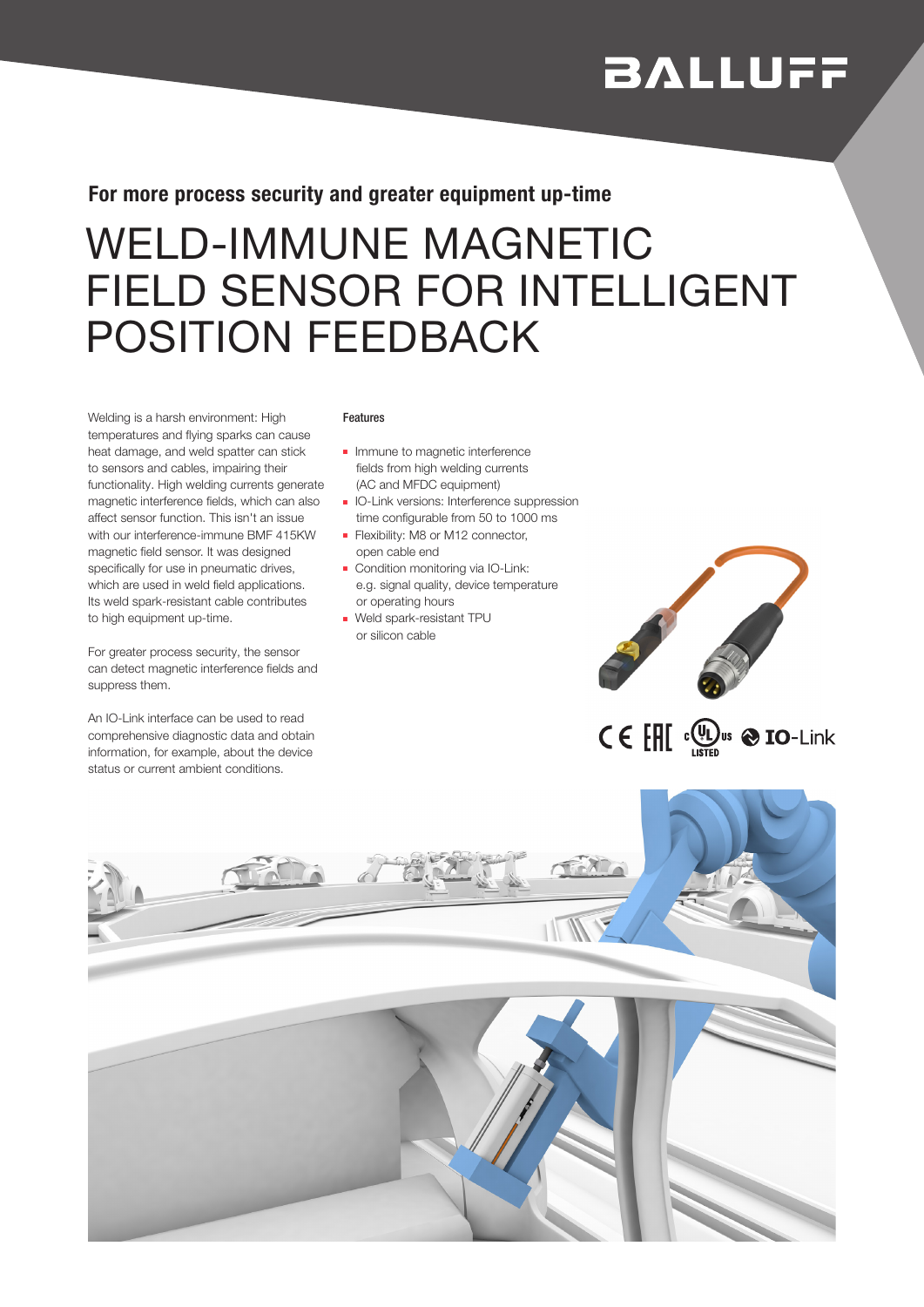BALLUFF

**For more process security and greater equipment up-time**

# WELD-IMMUNE MAGNETIC FIELD SENSOR FOR INTELLIGENT POSITION FEEDBACK

Welding is a harsh environment: High temperatures and flying sparks can cause heat damage, and weld spatter can stick to sensors and cables, impairing their functionality. High welding currents generate magnetic interference fields, which can also affect sensor function. This isn't an issue with our interference-immune BMF 415KW magnetic field sensor. It was designed specifically for use in pneumatic drives, which are used in weld field applications. Its weld spark-resistant cable contributes to high equipment up-time.

For greater process security, the sensor can detect magnetic interference fields and suppress them.

An IO-Link interface can be used to read comprehensive diagnostic data and obtain information, for example, about the device status or current ambient conditions.

**Features**

- Immune to magnetic interference fields from high welding currents (AC and MFDC equipment)
- IO-Link versions: Interference suppression time configurable from 50 to 1000 ms
- Flexibility: M8 or M12 connector, open cable end
- Condition monitoring via IO-Link: e.g. signal quality, device temperature or operating hours
- Weld spark-resistant TPU or silicon cable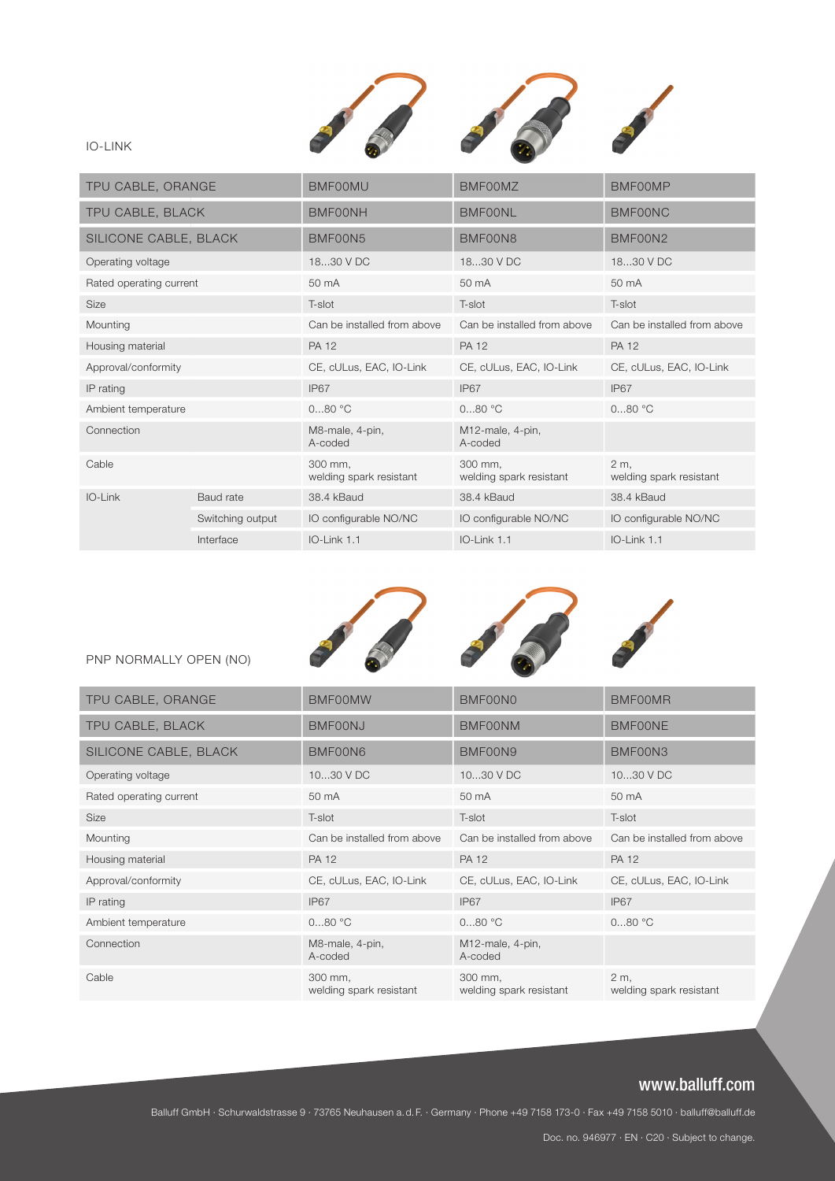## IO-LINK

| | | | | |
|---|---|---|---|---|
| TPU CABLE, ORANGE | | BMF00MU | BMF00MZ | BMF00MP |
| TPU CABLE, BLACK | | BMF00NH | BMF00NL | BMF00NC |
| SILICONE CABLE, BLACK | | BMF00N5 | BMF00N8 | BMF00N2 |
| Operating voltage | | 18...30 V DC | 18...30 V DC | 18...30 V DC |
| Rated operating current | | 50 mA | 50 mA | 50 mA |
| Size | | T-slot | T-slot | T-slot |
| Mounting | | Can be installed from above | Can be installed from above | Can be installed from above |
| Housing material | | PA 12 | PA 12 | PA 12 |
| Approval/conformity | | CE, cULus, EAC, IO-Link | CE, cULus, EAC, IO-Link | CE, cULus, EAC, IO-Link |
| IP rating | | IP67 | IP67 | IP67 |
| Ambient temperature | | 0...80 °C | 0...80 °C | 0...80 °C |
| Connection | | M8-male, 4-pin, A-coded | M12-male, 4-pin, A-coded | |
| Cable | | 300 mm, welding spark resistant | 300 mm, welding spark resistant | 2 m, welding spark resistant |
| IO-Link | Baud rate | 38.4 kBaud | 38.4 kBaud | 38.4 kBaud |
| | Switching output | IO configurable NO/NC | IO configurable NO/NC | IO configurable NO/NC |
| | Interface | IO-Link 1.1 | IO-Link 1.1 | IO-Link 1.1 |

## PNP NORMALLY OPEN (NO)

| | | | |
|---|---|---|---|
| TPU CABLE, ORANGE | BMF00MW | BMF00N0 | BMF00MR |
| TPU CABLE, BLACK | BMF00NJ | BMF00NM | BMF00NE |
| SILICONE CABLE, BLACK | BMF00N6 | BMF00N9 | BMF00N3 |
| Operating voltage | 10...30 V DC | 10...30 V DC | 10...30 V DC |
| Rated operating current | 50 mA | 50 mA | 50 mA |
| Size | T-slot | T-slot | T-slot |
| Mounting | Can be installed from above | Can be installed from above | Can be installed from above |
| Housing material | PA 12 | PA 12 | PA 12 |
| Approval/conformity | CE, cULus, EAC, IO-Link | CE, cULus, EAC, IO-Link | CE, cULus, EAC, IO-Link |
| IP rating | IP67 | IP67 | IP67 |
| Ambient temperature | 0...80 °C | 0...80 °C | 0...80 °C |
| Connection | M8-male, 4-pin, A-coded | M12-male, 4-pin, A-coded | |
| Cable | 300 mm, welding spark resistant | 300 mm, welding spark resistant | 2 m, welding spark resistant |

**www.balluff.com**

Balluff GmbH · Schurwaldstrasse 9 · 73765 Neuhausen a. d. F. · Germany · Phone +49 7158 173-0 · Fax +49 7158 5010 · balluff@balluff.de

Doc. no. 946977 · EN · C20 · Subject to change.